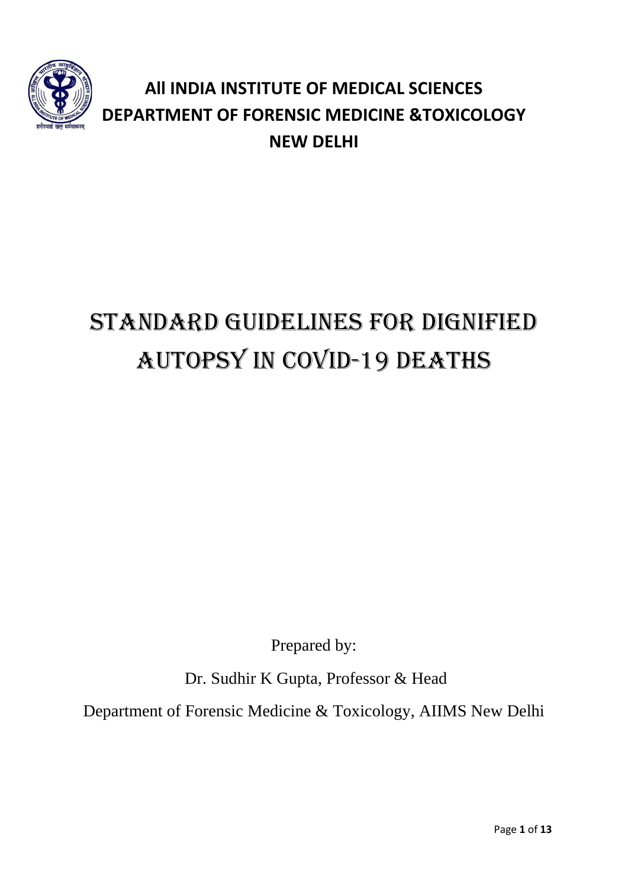**All INDIA INSTITUTE OF MEDICAL SCIENCES**
**DEPARTMENT OF FORENSIC MEDICINE &TOXICOLOGY**
**NEW DELHI**

# STANDARD GUIDELINES FOR DIGNIFIED AUTOPSY IN COVID-19 DEATHS

Prepared by:

Dr. Sudhir K Gupta, Professor & Head

Department of Forensic Medicine & Toxicology, AIIMS New Delhi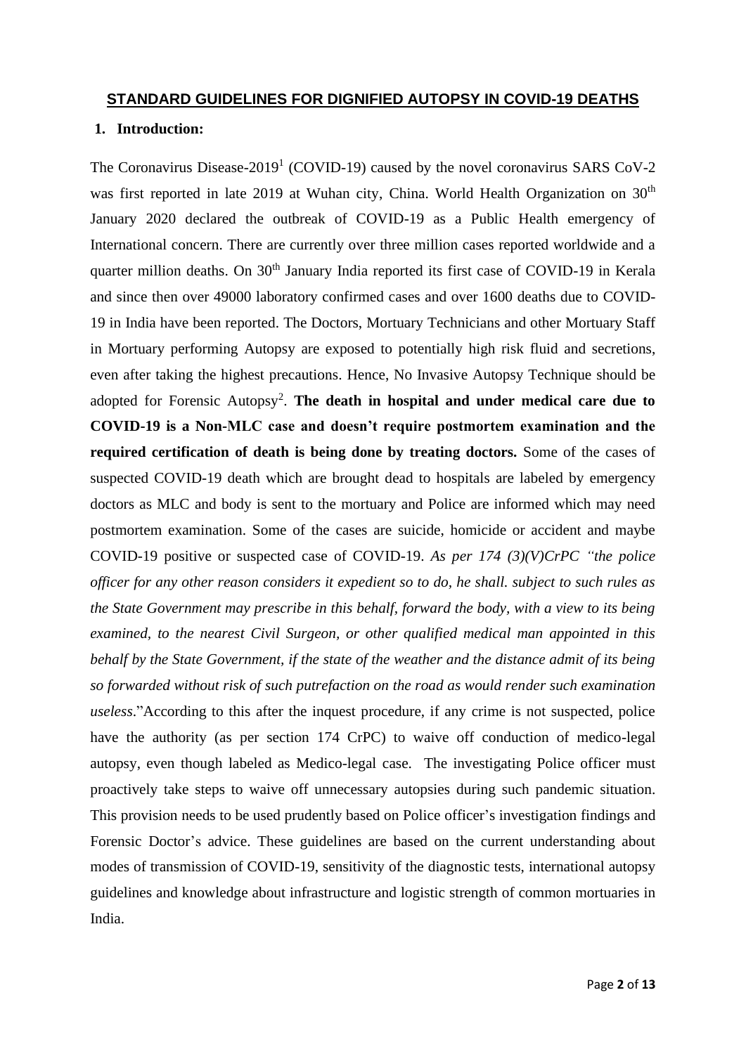## STANDARD GUIDELINES FOR DIGNIFIED AUTOPSY IN COVID-19 DEATHS

### 1. Introduction:

The Coronavirus Disease-2019[1] (COVID-19) caused by the novel coronavirus SARS CoV-2 was first reported in late 2019 at Wuhan city, China. World Health Organization on 30th January 2020 declared the outbreak of COVID-19 as a Public Health emergency of International concern. There are currently over three million cases reported worldwide and a quarter million deaths. On 30th January India reported its first case of COVID-19 in Kerala and since then over 49000 laboratory confirmed cases and over 1600 deaths due to COVID-19 in India have been reported. The Doctors, Mortuary Technicians and other Mortuary Staff in Mortuary performing Autopsy are exposed to potentially high risk fluid and secretions, even after taking the highest precautions. Hence, No Invasive Autopsy Technique should be adopted for Forensic Autopsy[2]. **The death in hospital and under medical care due to COVID-19 is a Non-MLC case and doesn't require postmortem examination and the required certification of death is being done by treating doctors.** Some of the cases of suspected COVID-19 death which are brought dead to hospitals are labeled by emergency doctors as MLC and body is sent to the mortuary and Police are informed which may need postmortem examination. Some of the cases are suicide, homicide or accident and maybe COVID-19 positive or suspected case of COVID-19. *As per 174 (3)(V)CrPC "the police officer for any other reason considers it expedient so to do, he shall. subject to such rules as the State Government may prescribe in this behalf, forward the body, with a view to its being examined, to the nearest Civil Surgeon, or other qualified medical man appointed in this behalf by the State Government, if the state of the weather and the distance admit of its being so forwarded without risk of such putrefaction on the road as would render such examination useless*."According to this after the inquest procedure, if any crime is not suspected, police have the authority (as per section 174 CrPC) to waive off conduction of medico-legal autopsy, even though labeled as Medico-legal case. The investigating Police officer must proactively take steps to waive off unnecessary autopsies during such pandemic situation. This provision needs to be used prudently based on Police officer's investigation findings and Forensic Doctor's advice. These guidelines are based on the current understanding about modes of transmission of COVID-19, sensitivity of the diagnostic tests, international autopsy guidelines and knowledge about infrastructure and logistic strength of common mortuaries in India.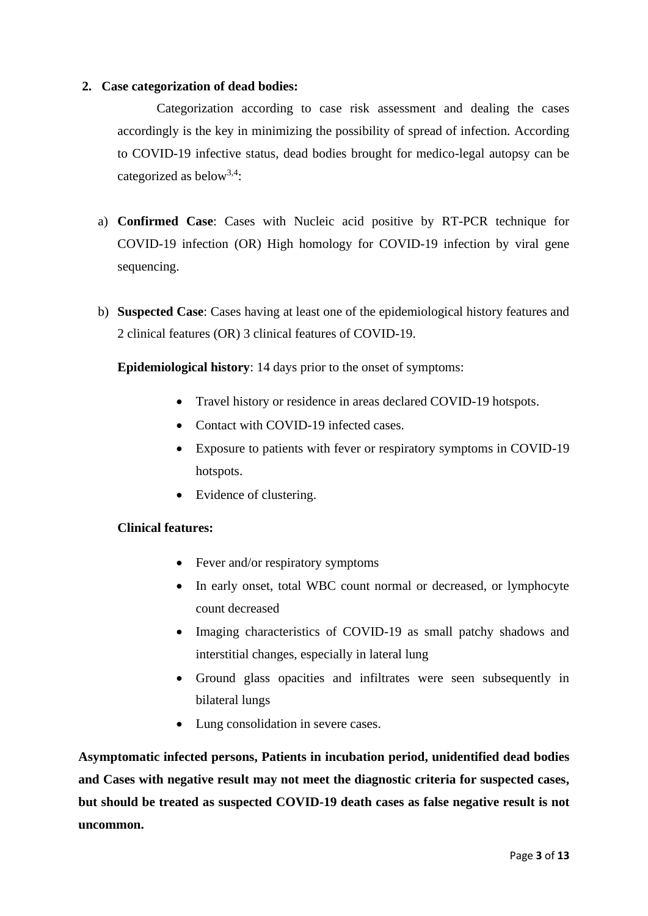## 2. Case categorization of dead bodies:

Categorization according to case risk assessment and dealing the cases accordingly is the key in minimizing the possibility of spread of infection. According to COVID-19 infective status, dead bodies brought for medico-legal autopsy can be categorized as below[3,4]:

a) **Confirmed Case**: Cases with Nucleic acid positive by RT-PCR technique for COVID-19 infection (OR) High homology for COVID-19 infection by viral gene sequencing.

b) **Suspected Case**: Cases having at least one of the epidemiological history features and 2 clinical features (OR) 3 clinical features of COVID-19.

**Epidemiological history**: 14 days prior to the onset of symptoms:

- Travel history or residence in areas declared COVID-19 hotspots.
- Contact with COVID-19 infected cases.
- Exposure to patients with fever or respiratory symptoms in COVID-19 hotspots.
- Evidence of clustering.

**Clinical features:**

- Fever and/or respiratory symptoms
- In early onset, total WBC count normal or decreased, or lymphocyte count decreased
- Imaging characteristics of COVID-19 as small patchy shadows and interstitial changes, especially in lateral lung
- Ground glass opacities and infiltrates were seen subsequently in bilateral lungs
- Lung consolidation in severe cases.

**Asymptomatic infected persons, Patients in incubation period, unidentified dead bodies and Cases with negative result may not meet the diagnostic criteria for suspected cases, but should be treated as suspected COVID-19 death cases as false negative result is not uncommon.**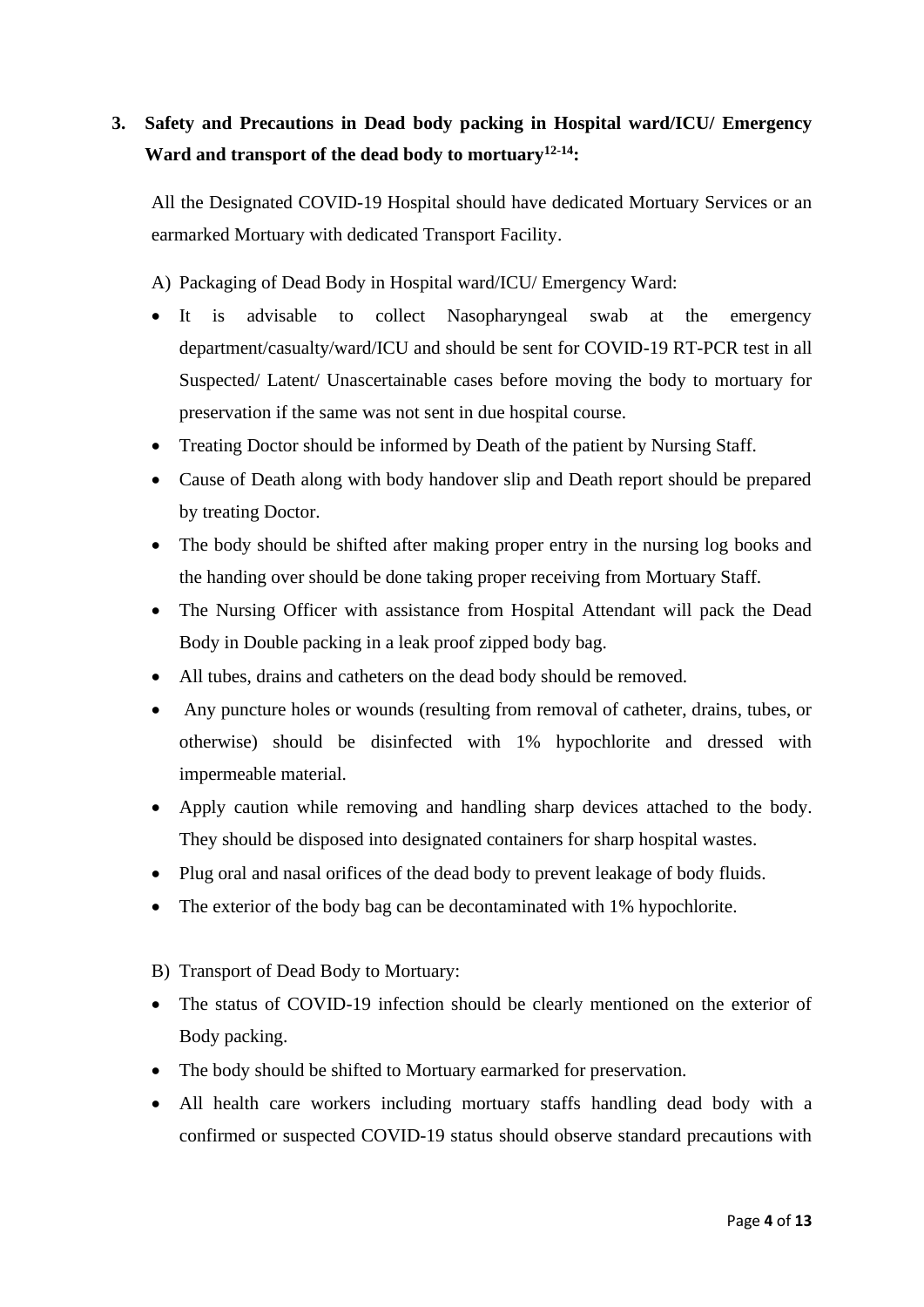## 3. Safety and Precautions in Dead body packing in Hospital ward/ICU/ Emergency Ward and transport of the dead body to mortuary[12-14]:

All the Designated COVID-19 Hospital should have dedicated Mortuary Services or an earmarked Mortuary with dedicated Transport Facility.

A) Packaging of Dead Body in Hospital ward/ICU/ Emergency Ward:

- It is advisable to collect Nasopharyngeal swab at the emergency department/casualty/ward/ICU and should be sent for COVID-19 RT-PCR test in all Suspected/ Latent/ Unascertainable cases before moving the body to mortuary for preservation if the same was not sent in due hospital course.
- Treating Doctor should be informed by Death of the patient by Nursing Staff.
- Cause of Death along with body handover slip and Death report should be prepared by treating Doctor.
- The body should be shifted after making proper entry in the nursing log books and the handing over should be done taking proper receiving from Mortuary Staff.
- The Nursing Officer with assistance from Hospital Attendant will pack the Dead Body in Double packing in a leak proof zipped body bag.
- All tubes, drains and catheters on the dead body should be removed.
- Any puncture holes or wounds (resulting from removal of catheter, drains, tubes, or otherwise) should be disinfected with 1% hypochlorite and dressed with impermeable material.
- Apply caution while removing and handling sharp devices attached to the body. They should be disposed into designated containers for sharp hospital wastes.
- Plug oral and nasal orifices of the dead body to prevent leakage of body fluids.
- The exterior of the body bag can be decontaminated with 1% hypochlorite.

B) Transport of Dead Body to Mortuary:

- The status of COVID-19 infection should be clearly mentioned on the exterior of Body packing.
- The body should be shifted to Mortuary earmarked for preservation.
- All health care workers including mortuary staffs handling dead body with a confirmed or suspected COVID-19 status should observe standard precautions with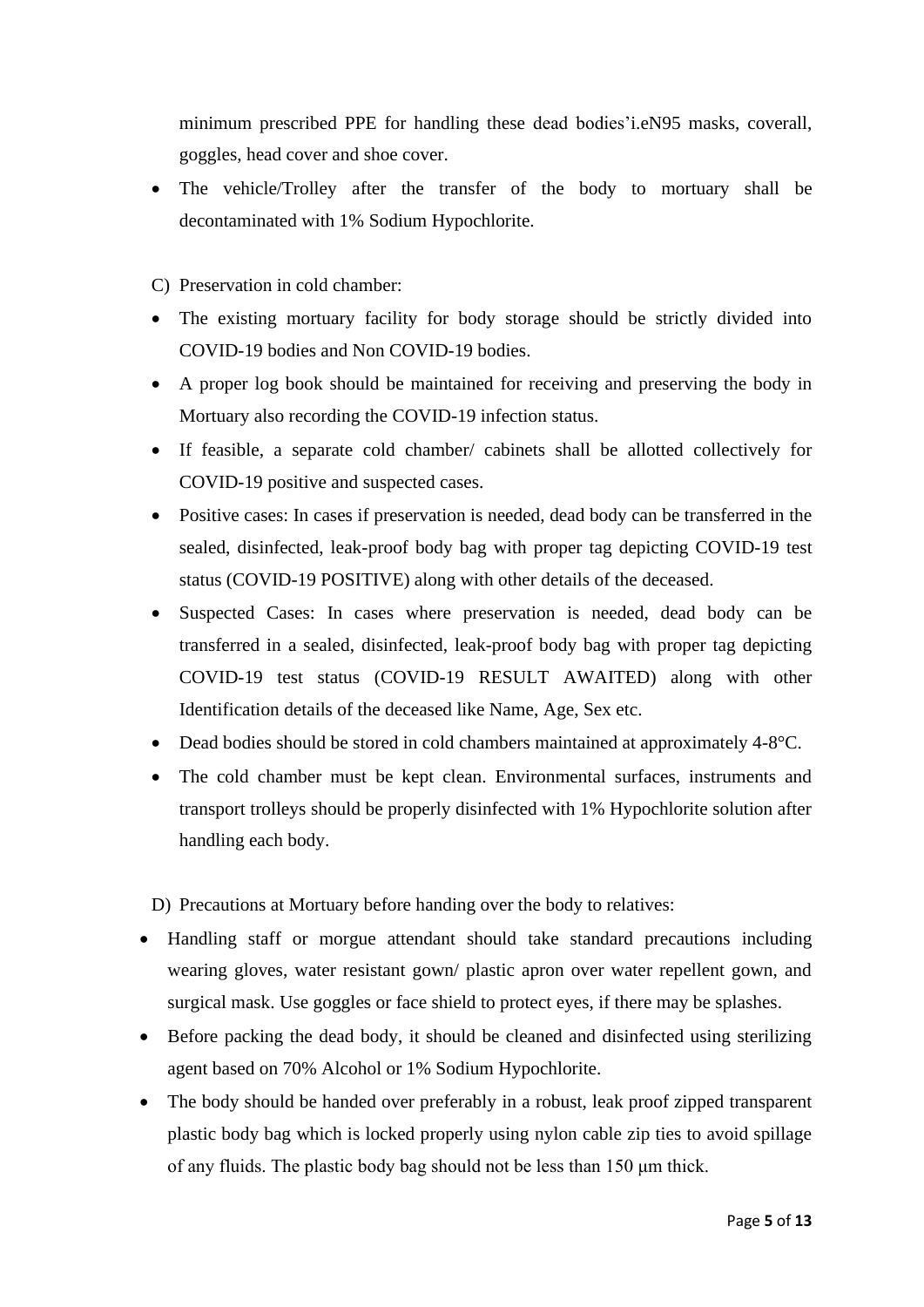minimum prescribed PPE for handling these dead bodies'i.eN95 masks, coverall, goggles, head cover and shoe cover.

- The vehicle/Trolley after the transfer of the body to mortuary shall be decontaminated with 1% Sodium Hypochlorite.

C) Preservation in cold chamber:

- The existing mortuary facility for body storage should be strictly divided into COVID-19 bodies and Non COVID-19 bodies.
- A proper log book should be maintained for receiving and preserving the body in Mortuary also recording the COVID-19 infection status.
- If feasible, a separate cold chamber/ cabinets shall be allotted collectively for COVID-19 positive and suspected cases.
- Positive cases: In cases if preservation is needed, dead body can be transferred in the sealed, disinfected, leak-proof body bag with proper tag depicting COVID-19 test status (COVID-19 POSITIVE) along with other details of the deceased.
- Suspected Cases: In cases where preservation is needed, dead body can be transferred in a sealed, disinfected, leak-proof body bag with proper tag depicting COVID-19 test status (COVID-19 RESULT AWAITED) along with other Identification details of the deceased like Name, Age, Sex etc.
- Dead bodies should be stored in cold chambers maintained at approximately 4-8°C.
- The cold chamber must be kept clean. Environmental surfaces, instruments and transport trolleys should be properly disinfected with 1% Hypochlorite solution after handling each body.

D) Precautions at Mortuary before handing over the body to relatives:

- Handling staff or morgue attendant should take standard precautions including wearing gloves, water resistant gown/ plastic apron over water repellent gown, and surgical mask. Use goggles or face shield to protect eyes, if there may be splashes.
- Before packing the dead body, it should be cleaned and disinfected using sterilizing agent based on 70% Alcohol or 1% Sodium Hypochlorite.
- The body should be handed over preferably in a robust, leak proof zipped transparent plastic body bag which is locked properly using nylon cable zip ties to avoid spillage of any fluids. The plastic body bag should not be less than 150 μm thick.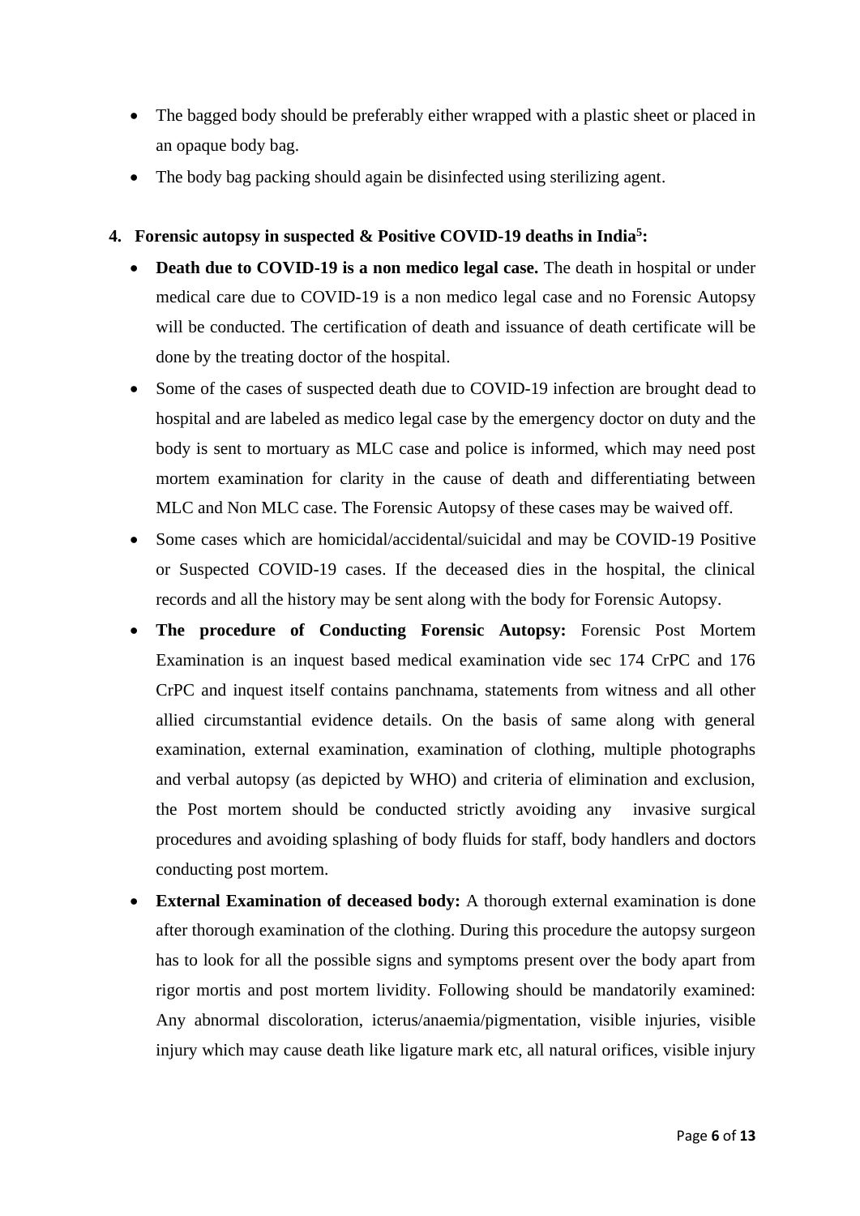- The bagged body should be preferably either wrapped with a plastic sheet or placed in an opaque body bag.
- The body bag packing should again be disinfected using sterilizing agent.

## 4. Forensic autopsy in suspected & Positive COVID-19 deaths in India[5]:

- **Death due to COVID-19 is a non medico legal case.** The death in hospital or under medical care due to COVID-19 is a non medico legal case and no Forensic Autopsy will be conducted. The certification of death and issuance of death certificate will be done by the treating doctor of the hospital.
- Some of the cases of suspected death due to COVID-19 infection are brought dead to hospital and are labeled as medico legal case by the emergency doctor on duty and the body is sent to mortuary as MLC case and police is informed, which may need post mortem examination for clarity in the cause of death and differentiating between MLC and Non MLC case. The Forensic Autopsy of these cases may be waived off.
- Some cases which are homicidal/accidental/suicidal and may be COVID-19 Positive or Suspected COVID-19 cases. If the deceased dies in the hospital, the clinical records and all the history may be sent along with the body for Forensic Autopsy.
- **The procedure of Conducting Forensic Autopsy:** Forensic Post Mortem Examination is an inquest based medical examination vide sec 174 CrPC and 176 CrPC and inquest itself contains panchnama, statements from witness and all other allied circumstantial evidence details. On the basis of same along with general examination, external examination, examination of clothing, multiple photographs and verbal autopsy (as depicted by WHO) and criteria of elimination and exclusion, the Post mortem should be conducted strictly avoiding any invasive surgical procedures and avoiding splashing of body fluids for staff, body handlers and doctors conducting post mortem.
- **External Examination of deceased body:** A thorough external examination is done after thorough examination of the clothing. During this procedure the autopsy surgeon has to look for all the possible signs and symptoms present over the body apart from rigor mortis and post mortem lividity. Following should be mandatorily examined: Any abnormal discoloration, icterus/anaemia/pigmentation, visible injuries, visible injury which may cause death like ligature mark etc, all natural orifices, visible injury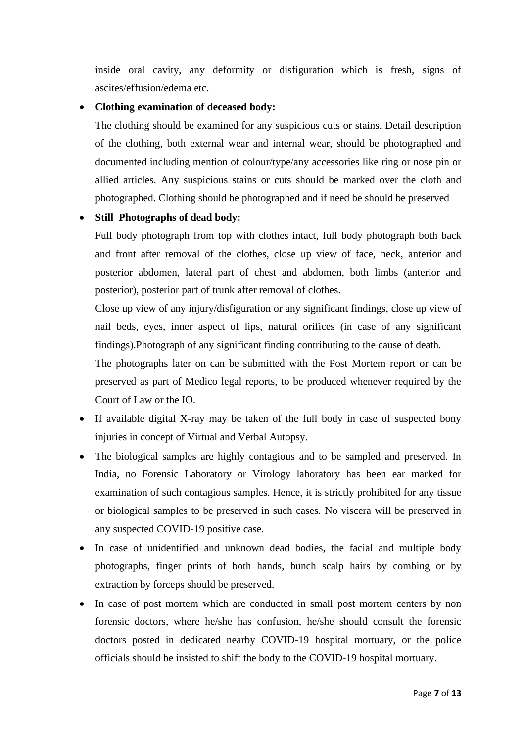inside oral cavity, any deformity or disfiguration which is fresh, signs of ascites/effusion/edema etc.

- **Clothing examination of deceased body:**

  The clothing should be examined for any suspicious cuts or stains. Detail description of the clothing, both external wear and internal wear, should be photographed and documented including mention of colour/type/any accessories like ring or nose pin or allied articles. Any suspicious stains or cuts should be marked over the cloth and photographed. Clothing should be photographed and if need be should be preserved

- **Still Photographs of dead body:**

  Full body photograph from top with clothes intact, full body photograph both back and front after removal of the clothes, close up view of face, neck, anterior and posterior abdomen, lateral part of chest and abdomen, both limbs (anterior and posterior), posterior part of trunk after removal of clothes.

  Close up view of any injury/disfiguration or any significant findings, close up view of nail beds, eyes, inner aspect of lips, natural orifices (in case of any significant findings).Photograph of any significant finding contributing to the cause of death.

  The photographs later on can be submitted with the Post Mortem report or can be preserved as part of Medico legal reports, to be produced whenever required by the Court of Law or the IO.

- If available digital X-ray may be taken of the full body in case of suspected bony injuries in concept of Virtual and Verbal Autopsy.
- The biological samples are highly contagious and to be sampled and preserved. In India, no Forensic Laboratory or Virology laboratory has been ear marked for examination of such contagious samples. Hence, it is strictly prohibited for any tissue or biological samples to be preserved in such cases. No viscera will be preserved in any suspected COVID-19 positive case.
- In case of unidentified and unknown dead bodies, the facial and multiple body photographs, finger prints of both hands, bunch scalp hairs by combing or by extraction by forceps should be preserved.
- In case of post mortem which are conducted in small post mortem centers by non forensic doctors, where he/she has confusion, he/she should consult the forensic doctors posted in dedicated nearby COVID-19 hospital mortuary, or the police officials should be insisted to shift the body to the COVID-19 hospital mortuary.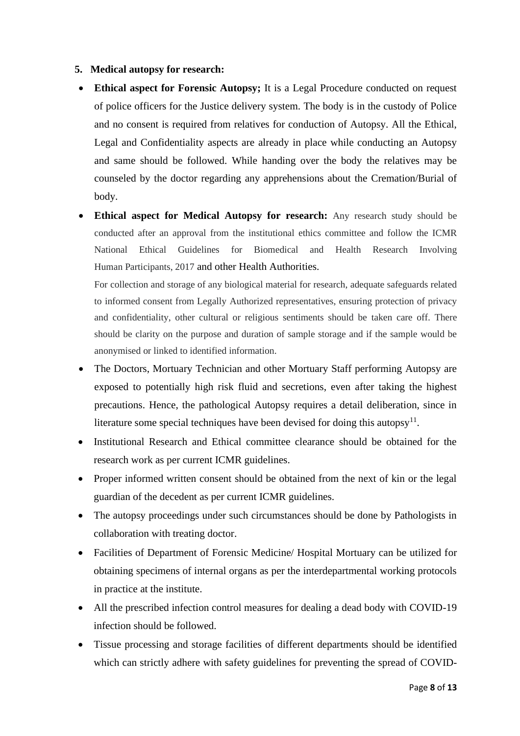5. **Medical autopsy for research:**

- **Ethical aspect for Forensic Autopsy;** It is a Legal Procedure conducted on request of police officers for the Justice delivery system. The body is in the custody of Police and no consent is required from relatives for conduction of Autopsy. All the Ethical, Legal and Confidentiality aspects are already in place while conducting an Autopsy and same should be followed. While handing over the body the relatives may be counseled by the doctor regarding any apprehensions about the Cremation/Burial of body.
- **Ethical aspect for Medical Autopsy for research:** Any research study should be conducted after an approval from the institutional ethics committee and follow the ICMR National Ethical Guidelines for Biomedical and Health Research Involving Human Participants, 2017 and other Health Authorities.

  For collection and storage of any biological material for research, adequate safeguards related to informed consent from Legally Authorized representatives, ensuring protection of privacy and confidentiality, other cultural or religious sentiments should be taken care off. There should be clarity on the purpose and duration of sample storage and if the sample would be anonymised or linked to identified information.
- The Doctors, Mortuary Technician and other Mortuary Staff performing Autopsy are exposed to potentially high risk fluid and secretions, even after taking the highest precautions. Hence, the pathological Autopsy requires a detail deliberation, since in literature some special techniques have been devised for doing this autopsy[11].
- Institutional Research and Ethical committee clearance should be obtained for the research work as per current ICMR guidelines.
- Proper informed written consent should be obtained from the next of kin or the legal guardian of the decedent as per current ICMR guidelines.
- The autopsy proceedings under such circumstances should be done by Pathologists in collaboration with treating doctor.
- Facilities of Department of Forensic Medicine/ Hospital Mortuary can be utilized for obtaining specimens of internal organs as per the interdepartmental working protocols in practice at the institute.
- All the prescribed infection control measures for dealing a dead body with COVID-19 infection should be followed.
- Tissue processing and storage facilities of different departments should be identified which can strictly adhere with safety guidelines for preventing the spread of COVID-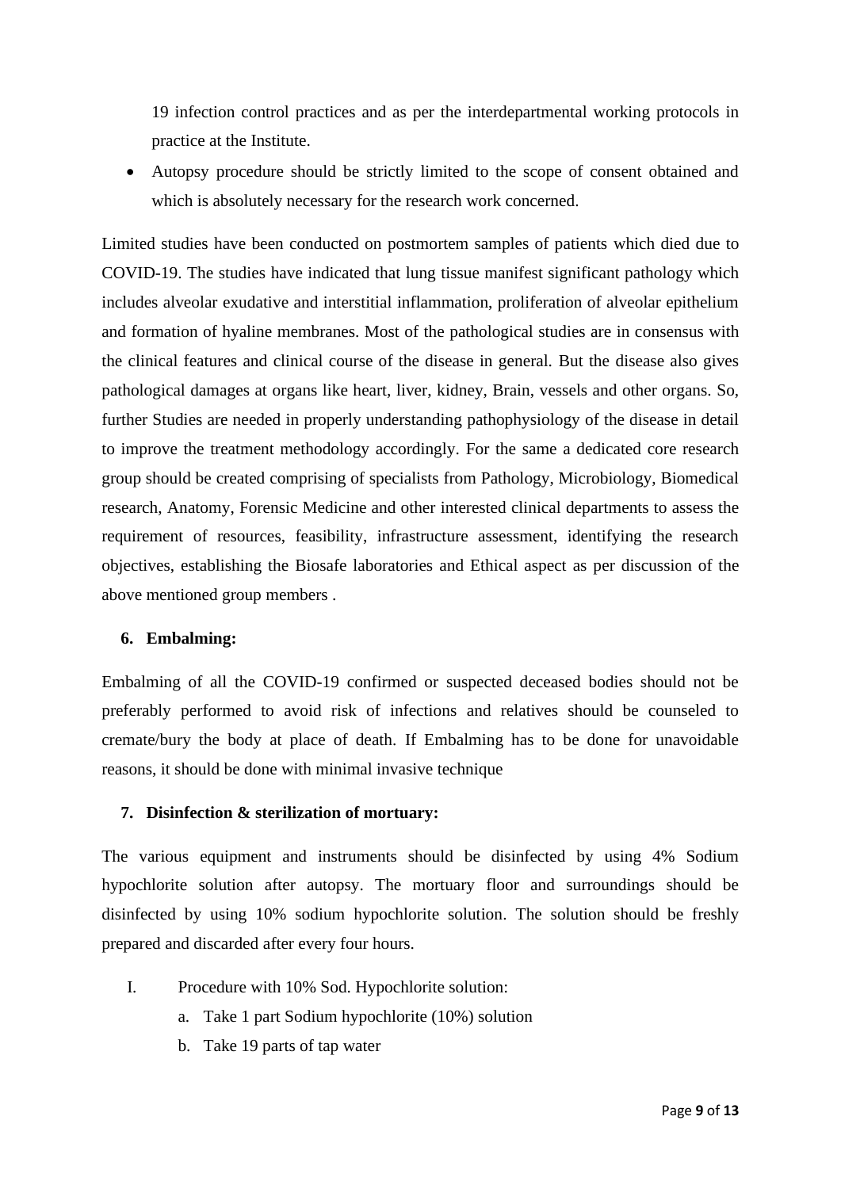19 infection control practices and as per the interdepartmental working protocols in practice at the Institute.

- Autopsy procedure should be strictly limited to the scope of consent obtained and which is absolutely necessary for the research work concerned.

Limited studies have been conducted on postmortem samples of patients which died due to COVID-19. The studies have indicated that lung tissue manifest significant pathology which includes alveolar exudative and interstitial inflammation, proliferation of alveolar epithelium and formation of hyaline membranes. Most of the pathological studies are in consensus with the clinical features and clinical course of the disease in general. But the disease also gives pathological damages at organs like heart, liver, kidney, Brain, vessels and other organs. So, further Studies are needed in properly understanding pathophysiology of the disease in detail to improve the treatment methodology accordingly. For the same a dedicated core research group should be created comprising of specialists from Pathology, Microbiology, Biomedical research, Anatomy, Forensic Medicine and other interested clinical departments to assess the requirement of resources, feasibility, infrastructure assessment, identifying the research objectives, establishing the Biosafe laboratories and Ethical aspect as per discussion of the above mentioned group members .

**6. Embalming:**

Embalming of all the COVID-19 confirmed or suspected deceased bodies should not be preferably performed to avoid risk of infections and relatives should be counseled to cremate/bury the body at place of death. If Embalming has to be done for unavoidable reasons, it should be done with minimal invasive technique

**7. Disinfection & sterilization of mortuary:**

The various equipment and instruments should be disinfected by using 4% Sodium hypochlorite solution after autopsy. The mortuary floor and surroundings should be disinfected by using 10% sodium hypochlorite solution. The solution should be freshly prepared and discarded after every four hours.

I. Procedure with 10% Sod. Hypochlorite solution:
   a. Take 1 part Sodium hypochlorite (10%) solution
   b. Take 19 parts of tap water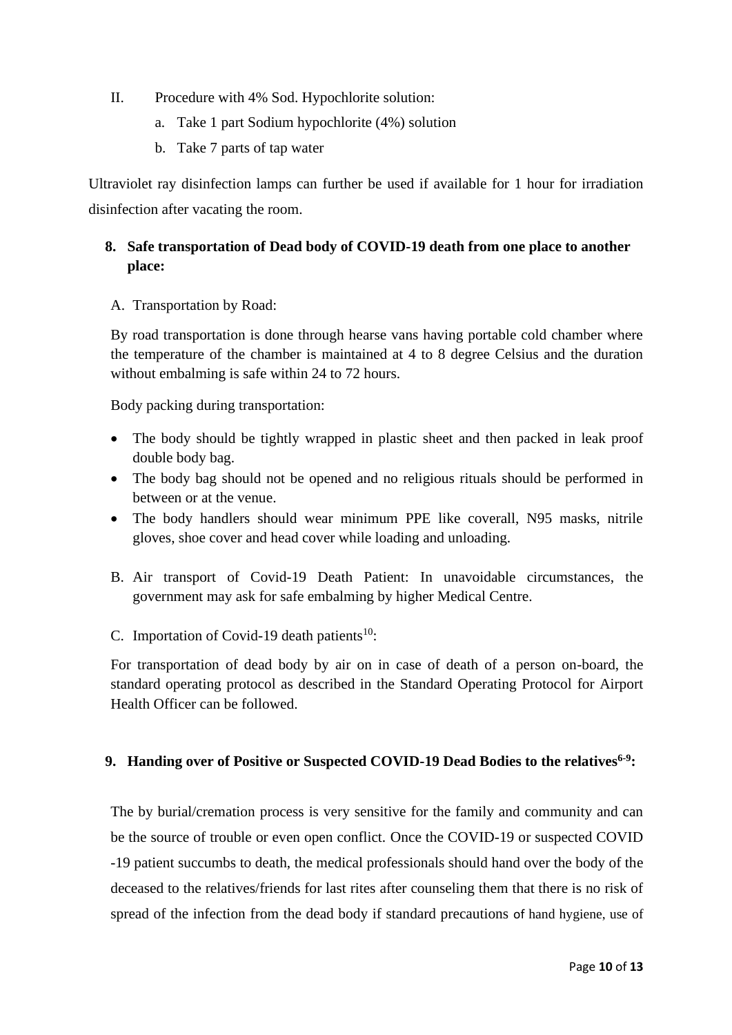II. Procedure with 4% Sod. Hypochlorite solution:

a. Take 1 part Sodium hypochlorite (4%) solution

b. Take 7 parts of tap water

Ultraviolet ray disinfection lamps can further be used if available for 1 hour for irradiation disinfection after vacating the room.

## 8. Safe transportation of Dead body of COVID-19 death from one place to another place:

A. Transportation by Road:

By road transportation is done through hearse vans having portable cold chamber where the temperature of the chamber is maintained at 4 to 8 degree Celsius and the duration without embalming is safe within 24 to 72 hours.

Body packing during transportation:

- The body should be tightly wrapped in plastic sheet and then packed in leak proof double body bag.
- The body bag should not be opened and no religious rituals should be performed in between or at the venue.
- The body handlers should wear minimum PPE like coverall, N95 masks, nitrile gloves, shoe cover and head cover while loading and unloading.

B. Air transport of Covid-19 Death Patient: In unavoidable circumstances, the government may ask for safe embalming by higher Medical Centre.

C. Importation of Covid-19 death patients[10]:

For transportation of dead body by air on in case of death of a person on-board, the standard operating protocol as described in the Standard Operating Protocol for Airport Health Officer can be followed.

## 9. Handing over of Positive or Suspected COVID-19 Dead Bodies to the relatives[6-9]:

The by burial/cremation process is very sensitive for the family and community and can be the source of trouble or even open conflict. Once the COVID-19 or suspected COVID -19 patient succumbs to death, the medical professionals should hand over the body of the deceased to the relatives/friends for last rites after counseling them that there is no risk of spread of the infection from the dead body if standard precautions of hand hygiene, use of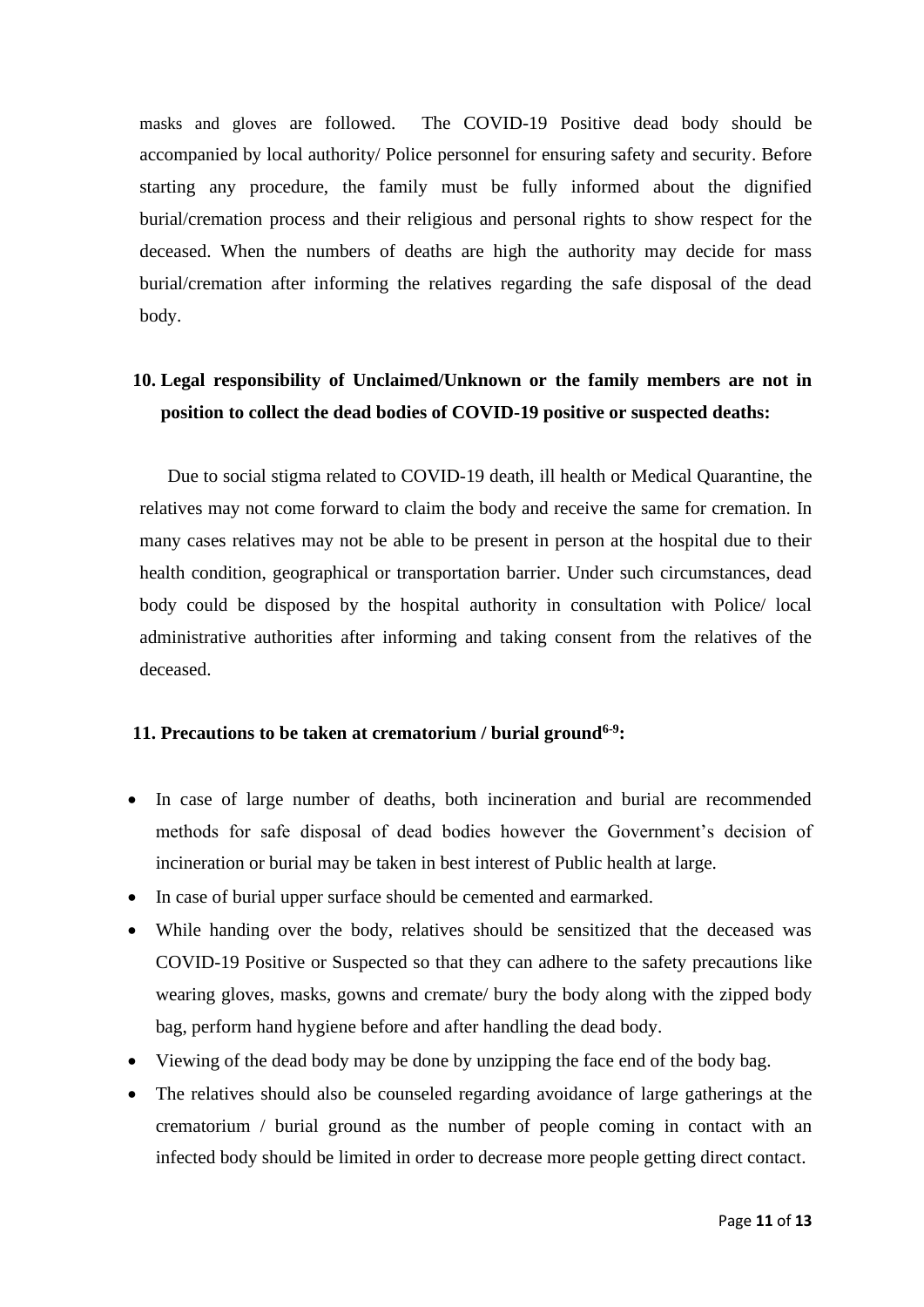masks and gloves are followed. The COVID-19 Positive dead body should be accompanied by local authority/ Police personnel for ensuring safety and security. Before starting any procedure, the family must be fully informed about the dignified burial/cremation process and their religious and personal rights to show respect for the deceased. When the numbers of deaths are high the authority may decide for mass burial/cremation after informing the relatives regarding the safe disposal of the dead body.

## 10. Legal responsibility of Unclaimed/Unknown or the family members are not in position to collect the dead bodies of COVID-19 positive or suspected deaths:

Due to social stigma related to COVID-19 death, ill health or Medical Quarantine, the relatives may not come forward to claim the body and receive the same for cremation. In many cases relatives may not be able to be present in person at the hospital due to their health condition, geographical or transportation barrier. Under such circumstances, dead body could be disposed by the hospital authority in consultation with Police/ local administrative authorities after informing and taking consent from the relatives of the deceased.

## 11. Precautions to be taken at crematorium / burial ground[6-9]:

- In case of large number of deaths, both incineration and burial are recommended methods for safe disposal of dead bodies however the Government's decision of incineration or burial may be taken in best interest of Public health at large.
- In case of burial upper surface should be cemented and earmarked.
- While handing over the body, relatives should be sensitized that the deceased was COVID-19 Positive or Suspected so that they can adhere to the safety precautions like wearing gloves, masks, gowns and cremate/ bury the body along with the zipped body bag, perform hand hygiene before and after handling the dead body.
- Viewing of the dead body may be done by unzipping the face end of the body bag.
- The relatives should also be counseled regarding avoidance of large gatherings at the crematorium / burial ground as the number of people coming in contact with an infected body should be limited in order to decrease more people getting direct contact.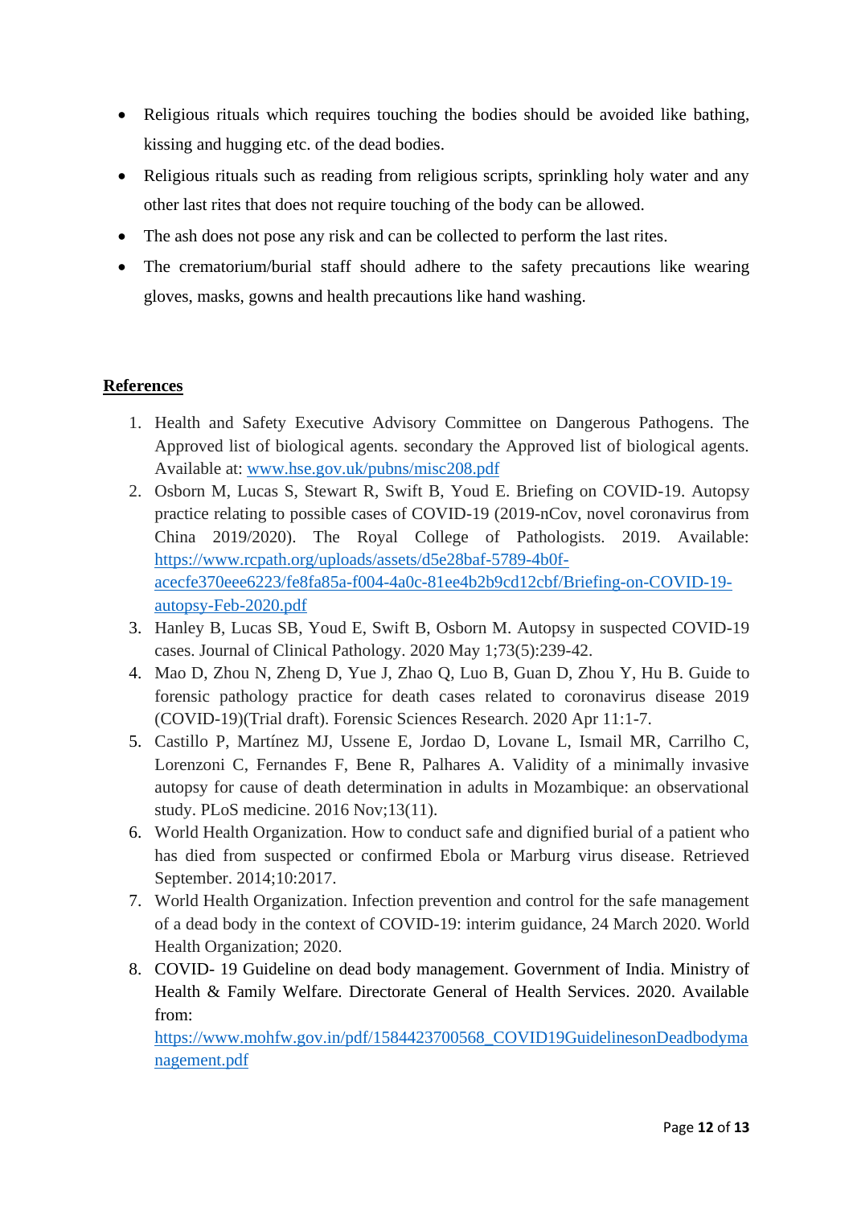- Religious rituals which requires touching the bodies should be avoided like bathing, kissing and hugging etc. of the dead bodies.
- Religious rituals such as reading from religious scripts, sprinkling holy water and any other last rites that does not require touching of the body can be allowed.
- The ash does not pose any risk and can be collected to perform the last rites.
- The crematorium/burial staff should adhere to the safety precautions like wearing gloves, masks, gowns and health precautions like hand washing.

## References

1. Health and Safety Executive Advisory Committee on Dangerous Pathogens. The Approved list of biological agents. secondary the Approved list of biological agents. Available at: www.hse.gov.uk/pubns/misc208.pdf
2. Osborn M, Lucas S, Stewart R, Swift B, Youd E. Briefing on COVID-19. Autopsy practice relating to possible cases of COVID-19 (2019-nCov, novel coronavirus from China 2019/2020). The Royal College of Pathologists. 2019. Available: https://www.rcpath.org/uploads/assets/d5e28baf-5789-4b0f-acecfe370eee6223/fe8fa85a-f004-4a0c-81ee4b2b9cd12cbf/Briefing-on-COVID-19-autopsy-Feb-2020.pdf
3. Hanley B, Lucas SB, Youd E, Swift B, Osborn M. Autopsy in suspected COVID-19 cases. Journal of Clinical Pathology. 2020 May 1;73(5):239-42.
4. Mao D, Zhou N, Zheng D, Yue J, Zhao Q, Luo B, Guan D, Zhou Y, Hu B. Guide to forensic pathology practice for death cases related to coronavirus disease 2019 (COVID-19)(Trial draft). Forensic Sciences Research. 2020 Apr 11:1-7.
5. Castillo P, Martínez MJ, Ussene E, Jordao D, Lovane L, Ismail MR, Carrilho C, Lorenzoni C, Fernandes F, Bene R, Palhares A. Validity of a minimally invasive autopsy for cause of death determination in adults in Mozambique: an observational study. PLoS medicine. 2016 Nov;13(11).
6. World Health Organization. How to conduct safe and dignified burial of a patient who has died from suspected or confirmed Ebola or Marburg virus disease. Retrieved September. 2014;10:2017.
7. World Health Organization. Infection prevention and control for the safe management of a dead body in the context of COVID-19: interim guidance, 24 March 2020. World Health Organization; 2020.
8. COVID- 19 Guideline on dead body management. Government of India. Ministry of Health & Family Welfare. Directorate General of Health Services. 2020. Available from: https://www.mohfw.gov.in/pdf/1584423700568_COVID19GuidelinesonDeadbodymanagement.pdf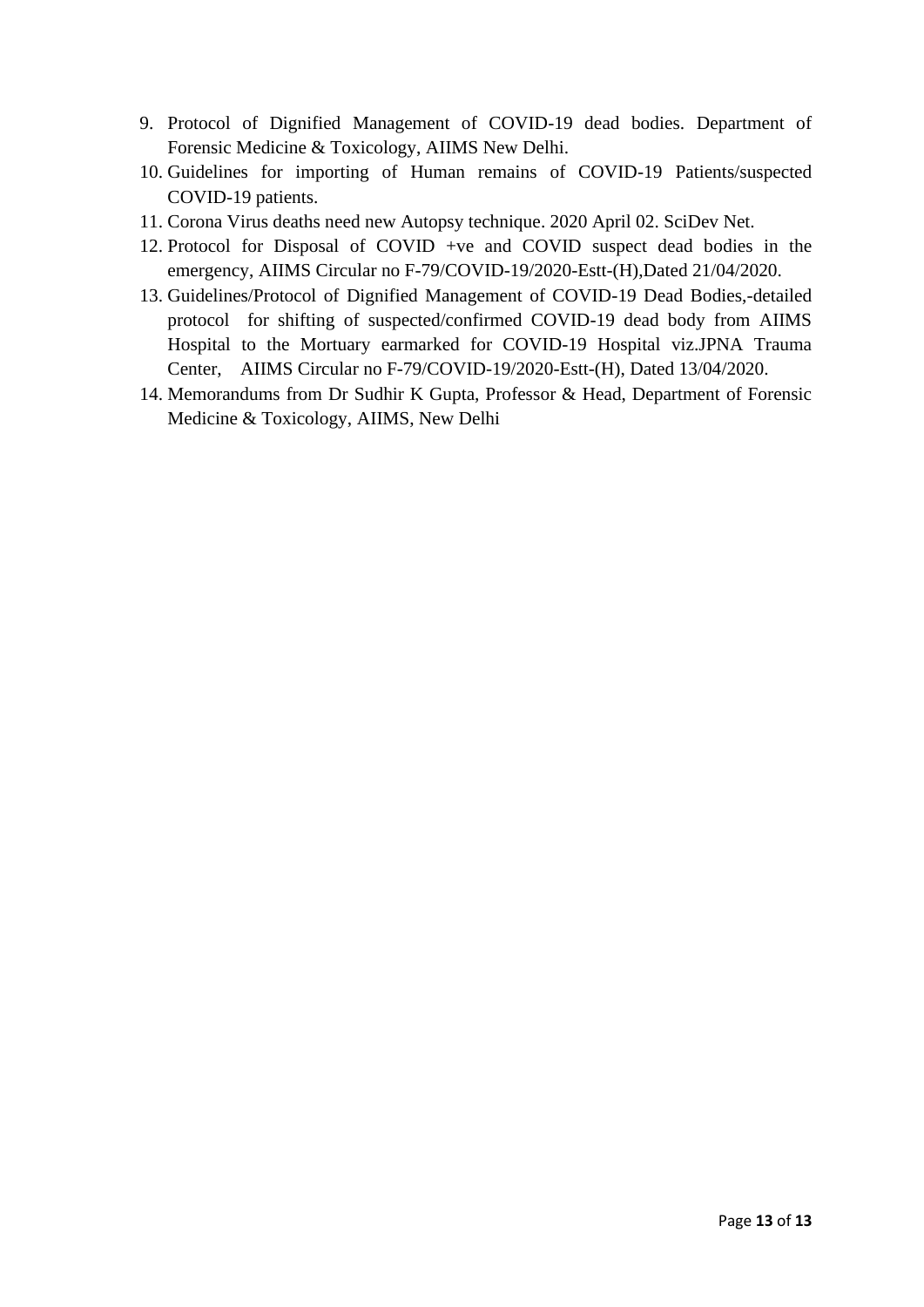9. Protocol of Dignified Management of COVID-19 dead bodies. Department of Forensic Medicine & Toxicology, AIIMS New Delhi.
10. Guidelines for importing of Human remains of COVID-19 Patients/suspected COVID-19 patients.
11. Corona Virus deaths need new Autopsy technique. 2020 April 02. SciDev Net.
12. Protocol for Disposal of COVID +ve and COVID suspect dead bodies in the emergency, AIIMS Circular no F-79/COVID-19/2020-Estt-(H),Dated 21/04/2020.
13. Guidelines/Protocol of Dignified Management of COVID-19 Dead Bodies,-detailed protocol for shifting of suspected/confirmed COVID-19 dead body from AIIMS Hospital to the Mortuary earmarked for COVID-19 Hospital viz.JPNA Trauma Center, AIIMS Circular no F-79/COVID-19/2020-Estt-(H), Dated 13/04/2020.
14. Memorandums from Dr Sudhir K Gupta, Professor & Head, Department of Forensic Medicine & Toxicology, AIIMS, New Delhi